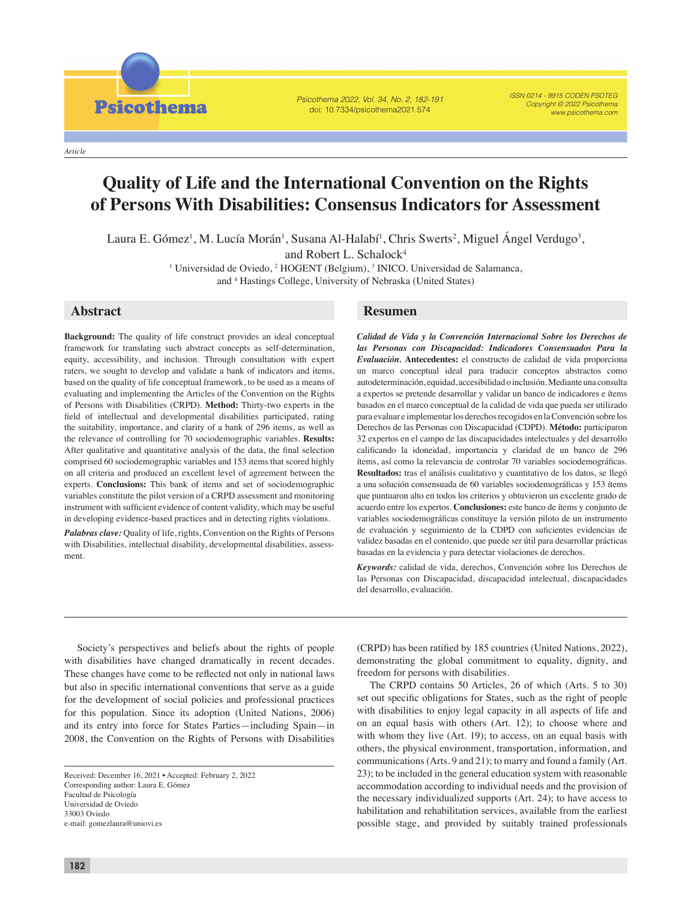Article

# Quality of Life and the International Convention on the Rights of Persons With Disabilities: Consensus Indicators for Assessment

Laura E. Gómez[1], M. Lucía Morán[1], Susana Al-Halabí[1], Chris Swerts[2], Miguel Ángel Verdugo[3], and Robert L. Schalock[4]

[1] Universidad de Oviedo, [2] HOGENT (Belgium), [3] INICO. Universidad de Salamanca, and [4] Hastings College, University of Nebraska (United States)

## Abstract

**Background:** The quality of life construct provides an ideal conceptual framework for translating such abstract concepts as self-determination, equity, accessibility, and inclusion. Through consultation with expert raters, we sought to develop and validate a bank of indicators and items, based on the quality of life conceptual framework, to be used as a means of evaluating and implementing the Articles of the Convention on the Rights of Persons with Disabilities (CRPD). **Method:** Thirty-two experts in the field of intellectual and developmental disabilities participated, rating the suitability, importance, and clarity of a bank of 296 items, as well as the relevance of controlling for 70 sociodemographic variables. **Results:** After qualitative and quantitative analysis of the data, the final selection comprised 60 sociodemographic variables and 153 items that scored highly on all criteria and produced an excellent level of agreement between the experts. **Conclusions:** This bank of items and set of sociodemographic variables constitute the pilot version of a CRPD assessment and monitoring instrument with sufficient evidence of content validity, which may be useful in developing evidence-based practices and in detecting rights violations.

*Palabras clave:* Quality of life, rights, Convention on the Rights of Persons with Disabilities, intellectual disability, developmental disabilities, assessment.

## Resumen

***Calidad de Vida y la Convención Internacional Sobre los Derechos de las Personas con Discapacidad: Indicadores Consensuados Para la Evaluación.*** **Antecedentes:** el constructo de calidad de vida proporciona un marco conceptual ideal para traducir conceptos abstractos como autodeterminación, equidad, accesibilidad o inclusión. Mediante una consulta a expertos se pretende desarrollar y validar un banco de indicadores e ítems basados en el marco conceptual de la calidad de vida que pueda ser utilizado para evaluar e implementar los derechos recogidos en la Convención sobre los Derechos de las Personas con Discapacidad (CDPD). **Método:** participaron 32 expertos en el campo de las discapacidades intelectuales y del desarrollo calificando la idoneidad, importancia y claridad de un banco de 296 ítems, así como la relevancia de controlar 70 variables sociodemográficas. **Resultados:** tras el análisis cualitativo y cuantitativo de los datos, se llegó a una solución consensuada de 60 variables sociodemográficas y 153 ítems que puntuaron alto en todos los criterios y obtuvieron un excelente grado de acuerdo entre los expertos. **Conclusiones:** este banco de ítems y conjunto de variables sociodemográficas constituye la versión piloto de un instrumento de evaluación y seguimiento de la CDPD con suficientes evidencias de validez basadas en el contenido, que puede ser útil para desarrollar prácticas basadas en la evidencia y para detectar violaciones de derechos.

*Keywords:* calidad de vida, derechos, Convención sobre los Derechos de las Personas con Discapacidad, discapacidad intelectual, discapacidades del desarrollo, evaluación.

Society's perspectives and beliefs about the rights of people with disabilities have changed dramatically in recent decades. These changes have come to be reflected not only in national laws but also in specific international conventions that serve as a guide for the development of social policies and professional practices for this population. Since its adoption (United Nations, 2006) and its entry into force for States Parties—including Spain—in 2008, the Convention on the Rights of Persons with Disabilities (CRPD) has been ratified by 185 countries (United Nations, 2022), demonstrating the global commitment to equality, dignity, and freedom for persons with disabilities.

The CRPD contains 50 Articles, 26 of which (Arts. 5 to 30) set out specific obligations for States, such as the right of people with disabilities to enjoy legal capacity in all aspects of life and on an equal basis with others (Art. 12); to choose where and with whom they live (Art. 19); to access, on an equal basis with others, the physical environment, transportation, information, and communications (Arts. 9 and 21); to marry and found a family (Art. 23); to be included in the general education system with reasonable accommodation according to individual needs and the provision of the necessary individualized supports (Art. 24); to have access to habilitation and rehabilitation services, available from the earliest possible stage, and provided by suitably trained professionals

Received: December 16, 2021 • Accepted: February 2, 2022
Corresponding author: Laura E. Gómez
Facultad de Psicología
Universidad de Oviedo
33003 Oviedo
e-mail: gomezlaura@uniovi.es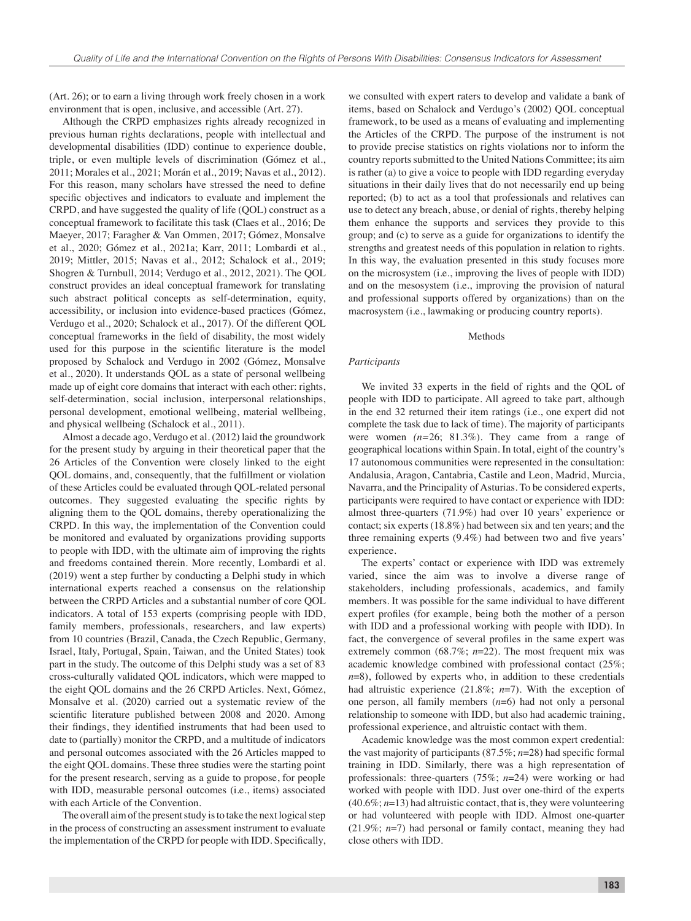(Art. 26); or to earn a living through work freely chosen in a work environment that is open, inclusive, and accessible (Art. 27).

Although the CRPD emphasizes rights already recognized in previous human rights declarations, people with intellectual and developmental disabilities (IDD) continue to experience double, triple, or even multiple levels of discrimination (Gómez et al., 2011; Morales et al., 2021; Morán et al., 2019; Navas et al., 2012). For this reason, many scholars have stressed the need to define specific objectives and indicators to evaluate and implement the CRPD, and have suggested the quality of life (QOL) construct as a conceptual framework to facilitate this task (Claes et al., 2016; De Maeyer, 2017; Faragher & Van Ommen, 2017; Gómez, Monsalve et al., 2020; Gómez et al., 2021a; Karr, 2011; Lombardi et al., 2019; Mittler, 2015; Navas et al., 2012; Schalock et al., 2019; Shogren & Turnbull, 2014; Verdugo et al., 2012, 2021). The QOL construct provides an ideal conceptual framework for translating such abstract political concepts as self-determination, equity, accessibility, or inclusion into evidence-based practices (Gómez, Verdugo et al., 2020; Schalock et al., 2017). Of the different QOL conceptual frameworks in the field of disability, the most widely used for this purpose in the scientific literature is the model proposed by Schalock and Verdugo in 2002 (Gómez, Monsalve et al., 2020). It understands QOL as a state of personal wellbeing made up of eight core domains that interact with each other: rights, self-determination, social inclusion, interpersonal relationships, personal development, emotional wellbeing, material wellbeing, and physical wellbeing (Schalock et al., 2011).

Almost a decade ago, Verdugo et al. (2012) laid the groundwork for the present study by arguing in their theoretical paper that the 26 Articles of the Convention were closely linked to the eight QOL domains, and, consequently, that the fulfillment or violation of these Articles could be evaluated through QOL-related personal outcomes. They suggested evaluating the specific rights by aligning them to the QOL domains, thereby operationalizing the CRPD. In this way, the implementation of the Convention could be monitored and evaluated by organizations providing supports to people with IDD, with the ultimate aim of improving the rights and freedoms contained therein. More recently, Lombardi et al. (2019) went a step further by conducting a Delphi study in which international experts reached a consensus on the relationship between the CRPD Articles and a substantial number of core QOL indicators. A total of 153 experts (comprising people with IDD, family members, professionals, researchers, and law experts) from 10 countries (Brazil, Canada, the Czech Republic, Germany, Israel, Italy, Portugal, Spain, Taiwan, and the United States) took part in the study. The outcome of this Delphi study was a set of 83 cross-culturally validated QOL indicators, which were mapped to the eight QOL domains and the 26 CRPD Articles. Next, Gómez, Monsalve et al. (2020) carried out a systematic review of the scientific literature published between 2008 and 2020. Among their findings, they identified instruments that had been used to date to (partially) monitor the CRPD, and a multitude of indicators and personal outcomes associated with the 26 Articles mapped to the eight QOL domains. These three studies were the starting point for the present research, serving as a guide to propose, for people with IDD, measurable personal outcomes (i.e., items) associated with each Article of the Convention.

The overall aim of the present study is to take the next logical step in the process of constructing an assessment instrument to evaluate the implementation of the CRPD for people with IDD. Specifically, we consulted with expert raters to develop and validate a bank of items, based on Schalock and Verdugo's (2002) QOL conceptual framework, to be used as a means of evaluating and implementing the Articles of the CRPD. The purpose of the instrument is not to provide precise statistics on rights violations nor to inform the country reports submitted to the United Nations Committee; its aim is rather (a) to give a voice to people with IDD regarding everyday situations in their daily lives that do not necessarily end up being reported; (b) to act as a tool that professionals and relatives can use to detect any breach, abuse, or denial of rights, thereby helping them enhance the supports and services they provide to this group; and (c) to serve as a guide for organizations to identify the strengths and greatest needs of this population in relation to rights. In this way, the evaluation presented in this study focuses more on the microsystem (i.e., improving the lives of people with IDD) and on the mesosystem (i.e., improving the provision of natural and professional supports offered by organizations) than on the macrosystem (i.e., lawmaking or producing country reports).

## Methods

### *Participants*

We invited 33 experts in the field of rights and the QOL of people with IDD to participate. All agreed to take part, although in the end 32 returned their item ratings (i.e., one expert did not complete the task due to lack of time). The majority of participants were women (*n*=26; 81.3%). They came from a range of geographical locations within Spain. In total, eight of the country's 17 autonomous communities were represented in the consultation: Andalusia, Aragon, Cantabria, Castile and Leon, Madrid, Murcia, Navarra, and the Principality of Asturias. To be considered experts, participants were required to have contact or experience with IDD: almost three-quarters (71.9%) had over 10 years' experience or contact; six experts (18.8%) had between six and ten years; and the three remaining experts (9.4%) had between two and five years' experience.

The experts' contact or experience with IDD was extremely varied, since the aim was to involve a diverse range of stakeholders, including professionals, academics, and family members. It was possible for the same individual to have different expert profiles (for example, being both the mother of a person with IDD and a professional working with people with IDD). In fact, the convergence of several profiles in the same expert was extremely common (68.7%; *n*=22). The most frequent mix was academic knowledge combined with professional contact (25%; *n*=8), followed by experts who, in addition to these credentials had altruistic experience (21.8%; *n*=7). With the exception of one person, all family members (*n*=6) had not only a personal relationship to someone with IDD, but also had academic training, professional experience, and altruistic contact with them.

Academic knowledge was the most common expert credential: the vast majority of participants (87.5%; *n*=28) had specific formal training in IDD. Similarly, there was a high representation of professionals: three-quarters (75%; *n*=24) were working or had worked with people with IDD. Just over one-third of the experts (40.6%; *n*=13) had altruistic contact, that is, they were volunteering or had volunteered with people with IDD. Almost one-quarter (21.9%; *n*=7) had personal or family contact, meaning they had close others with IDD.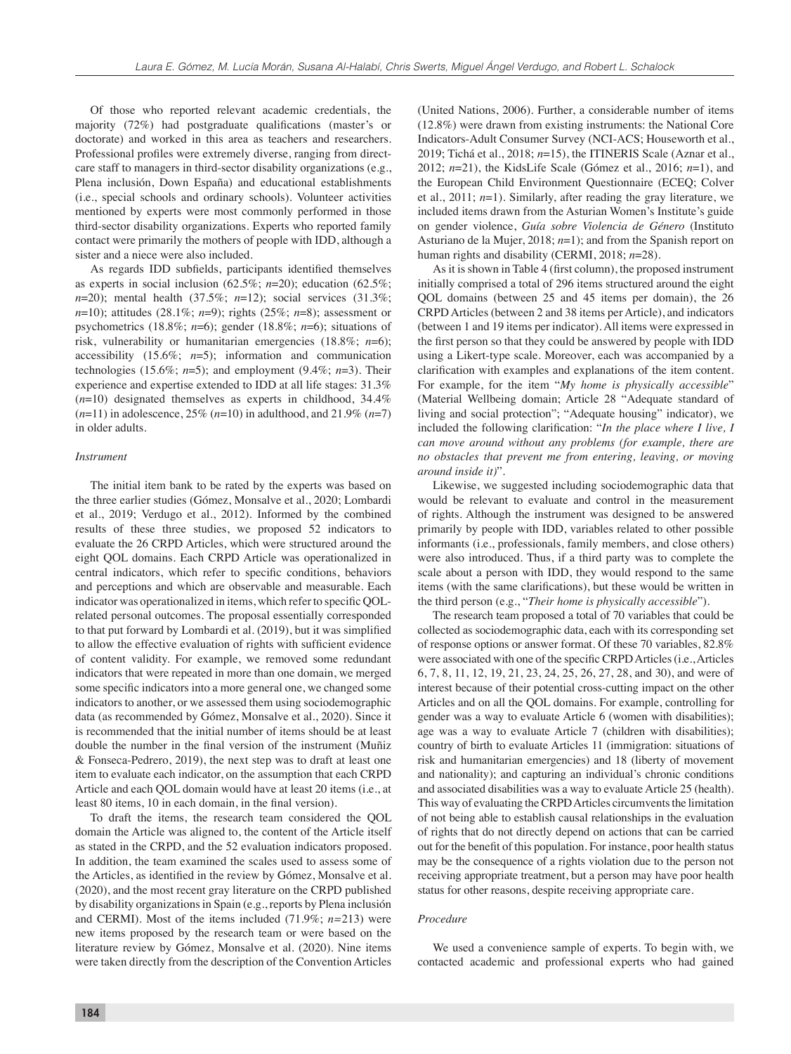Of those who reported relevant academic credentials, the majority (72%) had postgraduate qualifications (master's or doctorate) and worked in this area as teachers and researchers. Professional profiles were extremely diverse, ranging from direct-care staff to managers in third-sector disability organizations (e.g., Plena inclusión, Down España) and educational establishments (i.e., special schools and ordinary schools). Volunteer activities mentioned by experts were most commonly performed in those third-sector disability organizations. Experts who reported family contact were primarily the mothers of people with IDD, although a sister and a niece were also included.

As regards IDD subfields, participants identified themselves as experts in social inclusion (62.5%; *n*=20); education (62.5%; *n*=20); mental health (37.5%; *n*=12); social services (31.3%; *n*=10); attitudes (28.1%; *n*=9); rights (25%; *n*=8); assessment or psychometrics (18.8%; *n*=6); gender (18.8%; *n*=6); situations of risk, vulnerability or humanitarian emergencies (18.8%; *n*=6); accessibility (15.6%; *n*=5); information and communication technologies (15.6%; *n*=5); and employment (9.4%; *n*=3). Their experience and expertise extended to IDD at all life stages: 31.3% (*n*=10) designated themselves as experts in childhood, 34.4% (*n*=11) in adolescence, 25% (*n*=10) in adulthood, and 21.9% (*n*=7) in older adults.

### *Instrument*

The initial item bank to be rated by the experts was based on the three earlier studies (Gómez, Monsalve et al., 2020; Lombardi et al., 2019; Verdugo et al., 2012). Informed by the combined results of these three studies, we proposed 52 indicators to evaluate the 26 CRPD Articles, which were structured around the eight QOL domains. Each CRPD Article was operationalized in central indicators, which refer to specific conditions, behaviors and perceptions and which are observable and measurable. Each indicator was operationalized in items, which refer to specific QOL-related personal outcomes. The proposal essentially corresponded to that put forward by Lombardi et al. (2019), but it was simplified to allow the effective evaluation of rights with sufficient evidence of content validity. For example, we removed some redundant indicators that were repeated in more than one domain, we merged some specific indicators into a more general one, we changed some indicators to another, or we assessed them using sociodemographic data (as recommended by Gómez, Monsalve et al., 2020). Since it is recommended that the initial number of items should be at least double the number in the final version of the instrument (Muñiz & Fonseca-Pedrero, 2019), the next step was to draft at least one item to evaluate each indicator, on the assumption that each CRPD Article and each QOL domain would have at least 20 items (i.e., at least 80 items, 10 in each domain, in the final version).

To draft the items, the research team considered the QOL domain the Article was aligned to, the content of the Article itself as stated in the CRPD, and the 52 evaluation indicators proposed. In addition, the team examined the scales used to assess some of the Articles, as identified in the review by Gómez, Monsalve et al. (2020), and the most recent gray literature on the CRPD published by disability organizations in Spain (e.g., reports by Plena inclusión and CERMI). Most of the items included (71.9%; *n*=213) were new items proposed by the research team or were based on the literature review by Gómez, Monsalve et al. (2020). Nine items were taken directly from the description of the Convention Articles (United Nations, 2006). Further, a considerable number of items (12.8%) were drawn from existing instruments: the National Core Indicators-Adult Consumer Survey (NCI-ACS; Houseworth et al., 2019; Tichá et al., 2018; *n*=15), the ITINERIS Scale (Aznar et al., 2012; *n*=21), the KidsLife Scale (Gómez et al., 2016; *n*=1), and the European Child Environment Questionnaire (ECEQ; Colver et al., 2011; *n*=1). Similarly, after reading the gray literature, we included items drawn from the Asturian Women's Institute's guide on gender violence, *Guía sobre Violencia de Género* (Instituto Asturiano de la Mujer, 2018; *n*=1); and from the Spanish report on human rights and disability (CERMI, 2018; *n*=28).

As it is shown in Table 4 (first column), the proposed instrument initially comprised a total of 296 items structured around the eight QOL domains (between 25 and 45 items per domain), the 26 CRPD Articles (between 2 and 38 items per Article), and indicators (between 1 and 19 items per indicator). All items were expressed in the first person so that they could be answered by people with IDD using a Likert-type scale. Moreover, each was accompanied by a clarification with examples and explanations of the item content. For example, for the item "*My home is physically accessible*" (Material Wellbeing domain; Article 28 "Adequate standard of living and social protection"; "Adequate housing" indicator), we included the following clarification: "*In the place where I live, I can move around without any problems (for example, there are no obstacles that prevent me from entering, leaving, or moving around inside it)*".

Likewise, we suggested including sociodemographic data that would be relevant to evaluate and control in the measurement of rights. Although the instrument was designed to be answered primarily by people with IDD, variables related to other possible informants (i.e., professionals, family members, and close others) were also introduced. Thus, if a third party was to complete the scale about a person with IDD, they would respond to the same items (with the same clarifications), but these would be written in the third person (e.g., "*Their home is physically accessible*").

The research team proposed a total of 70 variables that could be collected as sociodemographic data, each with its corresponding set of response options or answer format. Of these 70 variables, 82.8% were associated with one of the specific CRPD Articles (i.e., Articles 6, 7, 8, 11, 12, 19, 21, 23, 24, 25, 26, 27, 28, and 30), and were of interest because of their potential cross-cutting impact on the other Articles and on all the QOL domains. For example, controlling for gender was a way to evaluate Article 6 (women with disabilities); age was a way to evaluate Article 7 (children with disabilities); country of birth to evaluate Articles 11 (immigration: situations of risk and humanitarian emergencies) and 18 (liberty of movement and nationality); and capturing an individual's chronic conditions and associated disabilities was a way to evaluate Article 25 (health). This way of evaluating the CRPD Articles circumvents the limitation of not being able to establish causal relationships in the evaluation of rights that do not directly depend on actions that can be carried out for the benefit of this population. For instance, poor health status may be the consequence of a rights violation due to the person not receiving appropriate treatment, but a person may have poor health status for other reasons, despite receiving appropriate care.

### *Procedure*

We used a convenience sample of experts. To begin with, we contacted academic and professional experts who had gained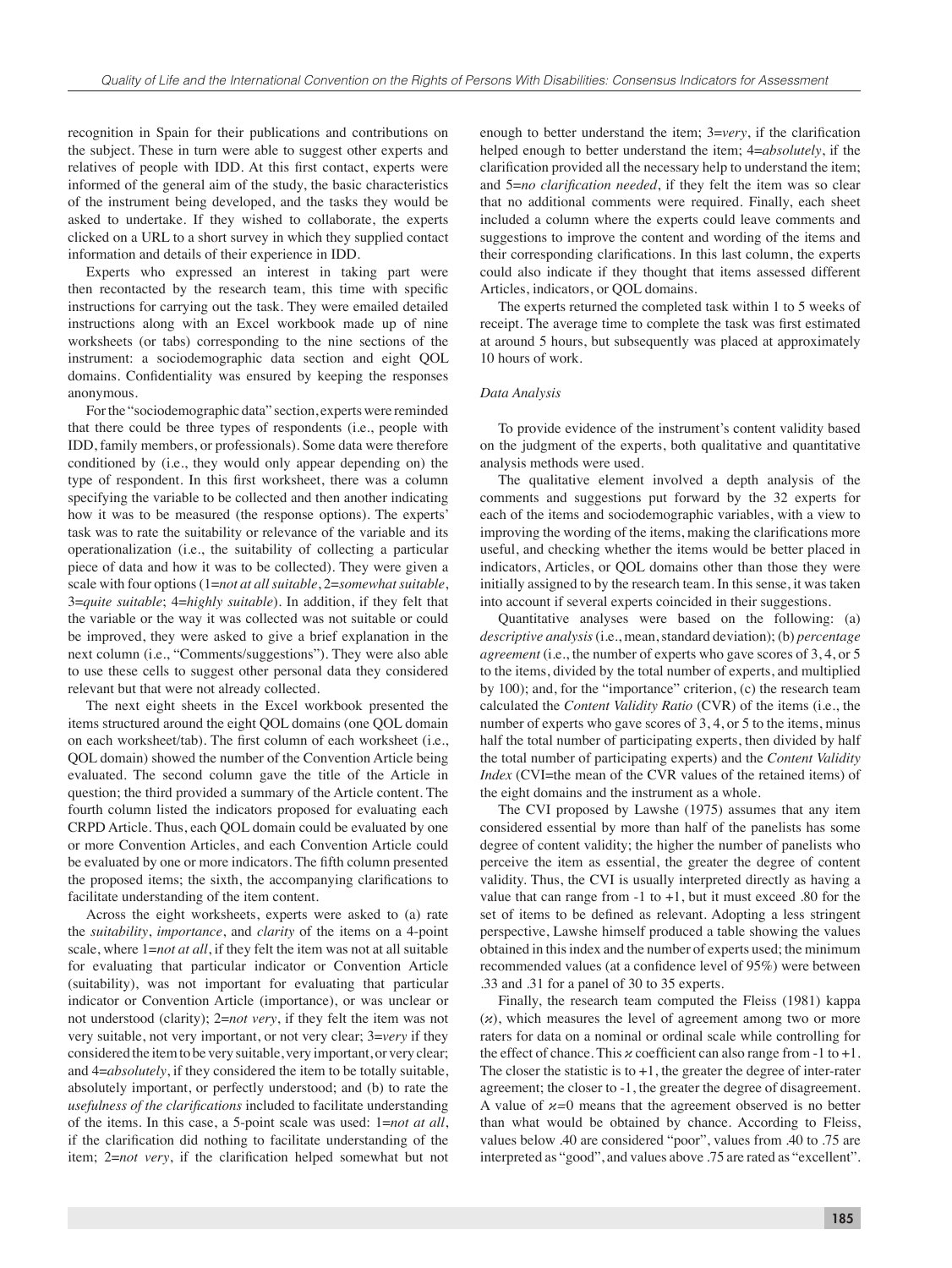recognition in Spain for their publications and contributions on the subject. These in turn were able to suggest other experts and relatives of people with IDD. At this first contact, experts were informed of the general aim of the study, the basic characteristics of the instrument being developed, and the tasks they would be asked to undertake. If they wished to collaborate, the experts clicked on a URL to a short survey in which they supplied contact information and details of their experience in IDD.

Experts who expressed an interest in taking part were then recontacted by the research team, this time with specific instructions for carrying out the task. They were emailed detailed instructions along with an Excel workbook made up of nine worksheets (or tabs) corresponding to the nine sections of the instrument: a sociodemographic data section and eight QOL domains. Confidentiality was ensured by keeping the responses anonymous.

For the "sociodemographic data" section, experts were reminded that there could be three types of respondents (i.e., people with IDD, family members, or professionals). Some data were therefore conditioned by (i.e., they would only appear depending on) the type of respondent. In this first worksheet, there was a column specifying the variable to be collected and then another indicating how it was to be measured (the response options). The experts' task was to rate the suitability or relevance of the variable and its operationalization (i.e., the suitability of collecting a particular piece of data and how it was to be collected). They were given a scale with four options (1=*not at all suitable*, 2=*somewhat suitable*, 3=*quite suitable*; 4=*highly suitable*). In addition, if they felt that the variable or the way it was collected was not suitable or could be improved, they were asked to give a brief explanation in the next column (i.e., "Comments/suggestions"). They were also able to use these cells to suggest other personal data they considered relevant but that were not already collected.

The next eight sheets in the Excel workbook presented the items structured around the eight QOL domains (one QOL domain on each worksheet/tab). The first column of each worksheet (i.e., QOL domain) showed the number of the Convention Article being evaluated. The second column gave the title of the Article in question; the third provided a summary of the Article content. The fourth column listed the indicators proposed for evaluating each CRPD Article. Thus, each QOL domain could be evaluated by one or more Convention Articles, and each Convention Article could be evaluated by one or more indicators. The fifth column presented the proposed items; the sixth, the accompanying clarifications to facilitate understanding of the item content.

Across the eight worksheets, experts were asked to (a) rate the *suitability*, *importance*, and *clarity* of the items on a 4-point scale, where 1=*not at all*, if they felt the item was not at all suitable for evaluating that particular indicator or Convention Article (suitability), was not important for evaluating that particular indicator or Convention Article (importance), or was unclear or not understood (clarity); 2=*not very*, if they felt the item was not very suitable, not very important, or not very clear; 3=*very* if they considered the item to be very suitable, very important, or very clear; and 4=*absolutely*, if they considered the item to be totally suitable, absolutely important, or perfectly understood; and (b) to rate the *usefulness of the clarifications* included to facilitate understanding of the items. In this case, a 5-point scale was used: 1=*not at all*, if the clarification did nothing to facilitate understanding of the item; 2=*not very*, if the clarification helped somewhat but not enough to better understand the item; 3=*very*, if the clarification helped enough to better understand the item; 4=*absolutely*, if the clarification provided all the necessary help to understand the item; and 5=*no clarification needed*, if they felt the item was so clear that no additional comments were required. Finally, each sheet included a column where the experts could leave comments and suggestions to improve the content and wording of the items and their corresponding clarifications. In this last column, the experts could also indicate if they thought that items assessed different Articles, indicators, or QOL domains.

The experts returned the completed task within 1 to 5 weeks of receipt. The average time to complete the task was first estimated at around 5 hours, but subsequently was placed at approximately 10 hours of work.

### Data Analysis

To provide evidence of the instrument's content validity based on the judgment of the experts, both qualitative and quantitative analysis methods were used.

The qualitative element involved a depth analysis of the comments and suggestions put forward by the 32 experts for each of the items and sociodemographic variables, with a view to improving the wording of the items, making the clarifications more useful, and checking whether the items would be better placed in indicators, Articles, or QOL domains other than those they were initially assigned to by the research team. In this sense, it was taken into account if several experts coincided in their suggestions.

Quantitative analyses were based on the following: (a) *descriptive analysis* (i.e., mean, standard deviation); (b) *percentage agreement* (i.e., the number of experts who gave scores of 3, 4, or 5 to the items, divided by the total number of experts, and multiplied by 100); and, for the "importance" criterion, (c) the research team calculated the *Content Validity Ratio* (CVR) of the items (i.e., the number of experts who gave scores of 3, 4, or 5 to the items, minus half the total number of participating experts, then divided by half the total number of participating experts) and the *Content Validity Index* (CVI=the mean of the CVR values of the retained items) of the eight domains and the instrument as a whole.

The CVI proposed by Lawshe (1975) assumes that any item considered essential by more than half of the panelists has some degree of content validity; the higher the number of panelists who perceive the item as essential, the greater the degree of content validity. Thus, the CVI is usually interpreted directly as having a value that can range from -1 to +1, but it must exceed .80 for the set of items to be defined as relevant. Adopting a less stringent perspective, Lawshe himself produced a table showing the values obtained in this index and the number of experts used; the minimum recommended values (at a confidence level of 95%) were between .33 and .31 for a panel of 30 to 35 experts.

Finally, the research team computed the Fleiss (1981) kappa ($\kappa$), which measures the level of agreement among two or more raters for data on a nominal or ordinal scale while controlling for the effect of chance. This $\kappa$ coefficient can also range from -1 to +1. The closer the statistic is to +1, the greater the degree of inter-rater agreement; the closer to -1, the greater the degree of disagreement. A value of $\kappa$=0 means that the agreement observed is no better than what would be obtained by chance. According to Fleiss, values below .40 are considered "poor", values from .40 to .75 are interpreted as "good", and values above .75 are rated as "excellent".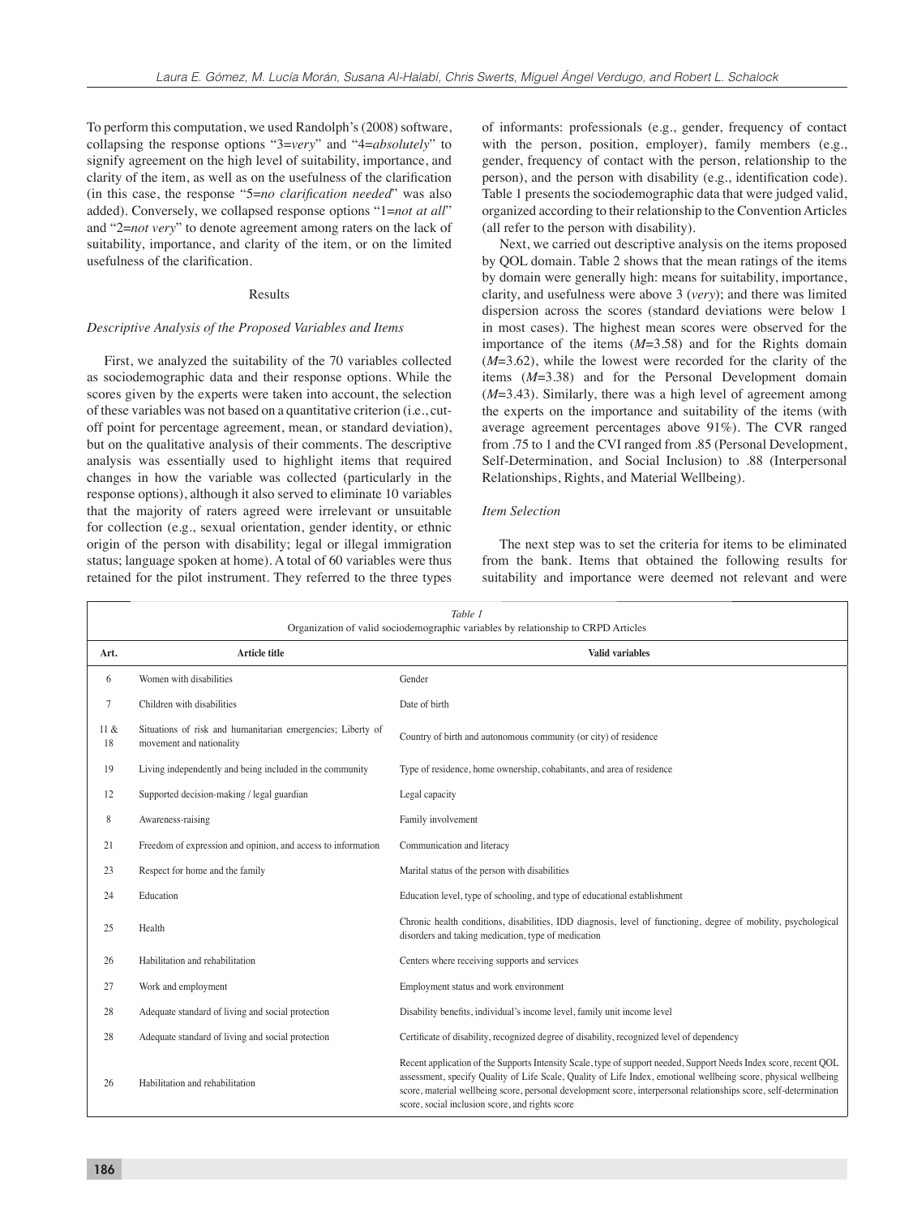To perform this computation, we used Randolph's (2008) software, collapsing the response options "3=*very*" and "4=*absolutely*" to signify agreement on the high level of suitability, importance, and clarity of the item, as well as on the usefulness of the clarification (in this case, the response "5=*no clarification needed*" was also added). Conversely, we collapsed response options "1=*not at all*" and "2=*not very*" to denote agreement among raters on the lack of suitability, importance, and clarity of the item, or on the limited usefulness of the clarification.

## Results

### *Descriptive Analysis of the Proposed Variables and Items*

First, we analyzed the suitability of the 70 variables collected as sociodemographic data and their response options. While the scores given by the experts were taken into account, the selection of these variables was not based on a quantitative criterion (i.e., cut-off point for percentage agreement, mean, or standard deviation), but on the qualitative analysis of their comments. The descriptive analysis was essentially used to highlight items that required changes in how the variable was collected (particularly in the response options), although it also served to eliminate 10 variables that the majority of raters agreed were irrelevant or unsuitable for collection (e.g., sexual orientation, gender identity, or ethnic origin of the person with disability; legal or illegal immigration status; language spoken at home). A total of 60 variables were thus retained for the pilot instrument. They referred to the three types of informants: professionals (e.g., gender, frequency of contact with the person, position, employer), family members (e.g., gender, frequency of contact with the person, relationship to the person), and the person with disability (e.g., identification code). Table 1 presents the sociodemographic data that were judged valid, organized according to their relationship to the Convention Articles (all refer to the person with disability).

Next, we carried out descriptive analysis on the items proposed by QOL domain. Table 2 shows that the mean ratings of the items by domain were generally high: means for suitability, importance, clarity, and usefulness were above 3 (*very*); and there was limited dispersion across the scores (standard deviations were below 1 in most cases). The highest mean scores were observed for the importance of the items ($M$=3.58) and for the Rights domain ($M$=3.62), while the lowest were recorded for the clarity of the items ($M$=3.38) and for the Personal Development domain ($M$=3.43). Similarly, there was a high level of agreement among the experts on the importance and suitability of the items (with average agreement percentages above 91%). The CVR ranged from .75 to 1 and the CVI ranged from .85 (Personal Development, Self-Determination, and Social Inclusion) to .88 (Interpersonal Relationships, Rights, and Material Wellbeing).

### *Item Selection*

The next step was to set the criteria for items to be eliminated from the bank. Items that obtained the following results for suitability and importance were deemed not relevant and were

*Table 1*
Organization of valid sociodemographic variables by relationship to CRPD Articles

| Art. | Article title | Valid variables |
|---|---|---|
| 6 | Women with disabilities | Gender |
| 7 | Children with disabilities | Date of birth |
| 11 & 18 | Situations of risk and humanitarian emergencies; Liberty of movement and nationality | Country of birth and autonomous community (or city) of residence |
| 19 | Living independently and being included in the community | Type of residence, home ownership, cohabitants, and area of residence |
| 12 | Supported decision-making / legal guardian | Legal capacity |
| 8 | Awareness-raising | Family involvement |
| 21 | Freedom of expression and opinion, and access to information | Communication and literacy |
| 23 | Respect for home and the family | Marital status of the person with disabilities |
| 24 | Education | Education level, type of schooling, and type of educational establishment |
| 25 | Health | Chronic health conditions, disabilities, IDD diagnosis, level of functioning, degree of mobility, psychological disorders and taking medication, type of medication |
| 26 | Habilitation and rehabilitation | Centers where receiving supports and services |
| 27 | Work and employment | Employment status and work environment |
| 28 | Adequate standard of living and social protection | Disability benefits, individual's income level, family unit income level |
| 28 | Adequate standard of living and social protection | Certificate of disability, recognized degree of disability, recognized level of dependency |
| 26 | Habilitation and rehabilitation | Recent application of the Supports Intensity Scale, type of support needed, Support Needs Index score, recent QOL assessment, specify Quality of Life Scale, Quality of Life Index, emotional wellbeing score, physical wellbeing score, material wellbeing score, personal development score, interpersonal relationships score, self-determination score, social inclusion score, and rights score |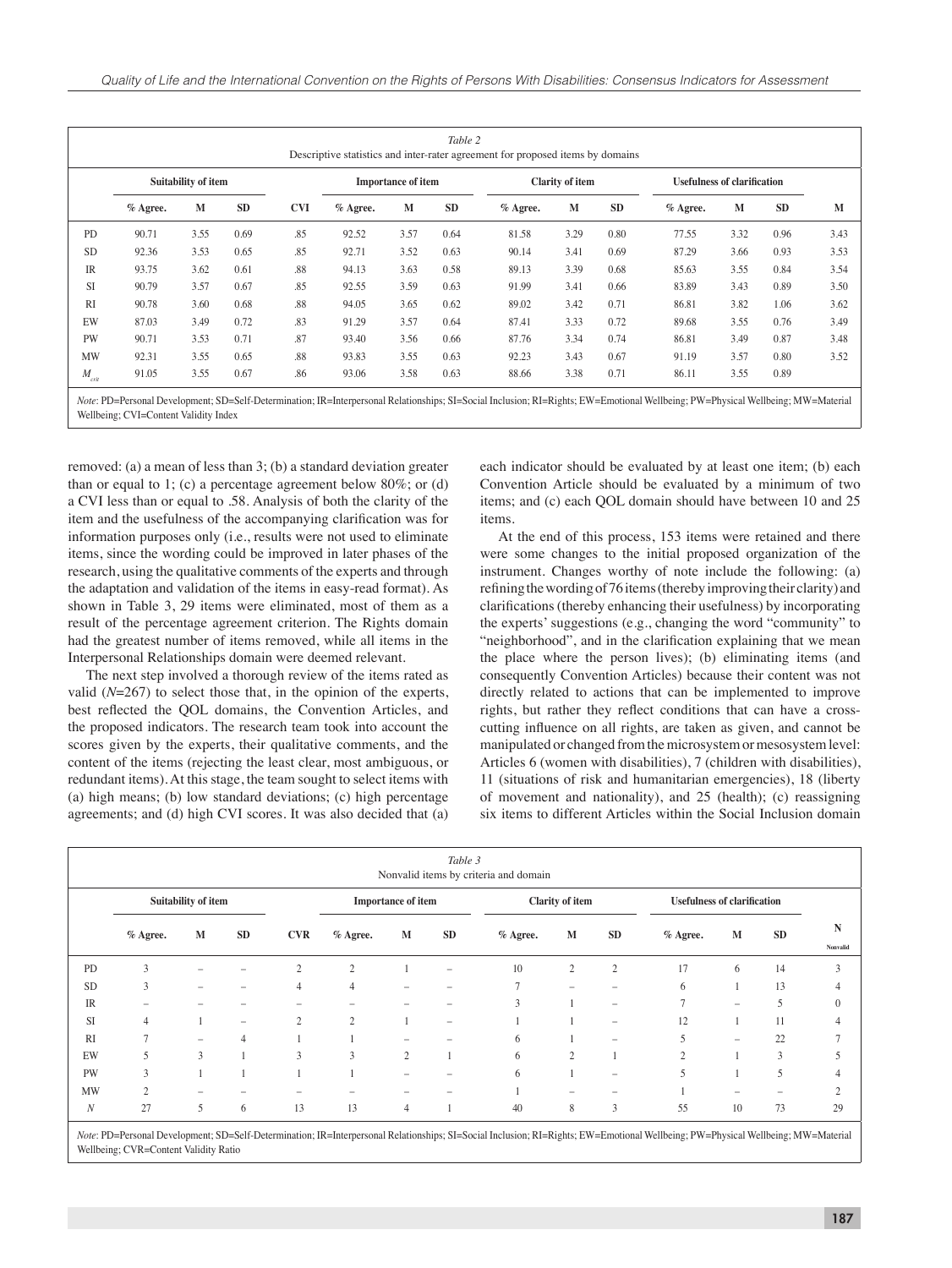*Table 2*
Descriptive statistics and inter-rater agreement for proposed items by domains

| | Suitability of item | | | | Importance of item | | | Clarity of item | | | Usefulness of clarification | | | |
|---|---|---|---|---|---|---|---|---|---|---|---|---|---|---|
| | % Agree. | M | SD | CVI | % Agree. | M | SD | % Agree. | M | SD | % Agree. | M | SD | M |
| PD | 90.71 | 3.55 | 0.69 | .85 | 92.52 | 3.57 | 0.64 | 81.58 | 3.29 | 0.80 | 77.55 | 3.32 | 0.96 | 3.43 |
| SD | 92.36 | 3.53 | 0.65 | .85 | 92.71 | 3.52 | 0.63 | 90.14 | 3.41 | 0.69 | 87.29 | 3.66 | 0.93 | 3.53 |
| IR | 93.75 | 3.62 | 0.61 | .88 | 94.13 | 3.63 | 0.58 | 89.13 | 3.39 | 0.68 | 85.63 | 3.55 | 0.84 | 3.54 |
| SI | 90.79 | 3.57 | 0.67 | .85 | 92.55 | 3.59 | 0.63 | 91.99 | 3.41 | 0.66 | 83.89 | 3.43 | 0.89 | 3.50 |
| RI | 90.78 | 3.60 | 0.68 | .88 | 94.05 | 3.65 | 0.62 | 89.02 | 3.42 | 0.71 | 86.81 | 3.82 | 1.06 | 3.62 |
| EW | 87.03 | 3.49 | 0.72 | .83 | 91.29 | 3.57 | 0.64 | 87.41 | 3.33 | 0.72 | 89.68 | 3.55 | 0.76 | 3.49 |
| PW | 90.71 | 3.53 | 0.71 | .87 | 93.40 | 3.56 | 0.66 | 87.76 | 3.34 | 0.74 | 86.81 | 3.49 | 0.87 | 3.48 |
| MW | 92.31 | 3.55 | 0.65 | .88 | 93.83 | 3.55 | 0.63 | 92.23 | 3.43 | 0.67 | 91.19 | 3.57 | 0.80 | 3.52 |
| $M_{crit}$ | 91.05 | 3.55 | 0.67 | .86 | 93.06 | 3.58 | 0.63 | 88.66 | 3.38 | 0.71 | 86.11 | 3.55 | 0.89 | |

*Note*: PD=Personal Development; SD=Self-Determination; IR=Interpersonal Relationships; SI=Social Inclusion; RI=Rights; EW=Emotional Wellbeing; PW=Physical Wellbeing; MW=Material Wellbeing; CVI=Content Validity Index

removed: (a) a mean of less than 3; (b) a standard deviation greater than or equal to 1; (c) a percentage agreement below 80%; or (d) a CVI less than or equal to .58. Analysis of both the clarity of the item and the usefulness of the accompanying clarification was for information purposes only (i.e., results were not used to eliminate items, since the wording could be improved in later phases of the research, using the qualitative comments of the experts and through the adaptation and validation of the items in easy-read format). As shown in Table 3, 29 items were eliminated, most of them as a result of the percentage agreement criterion. The Rights domain had the greatest number of items removed, while all items in the Interpersonal Relationships domain were deemed relevant.

The next step involved a thorough review of the items rated as valid (*N*=267) to select those that, in the opinion of the experts, best reflected the QOL domains, the Convention Articles, and the proposed indicators. The research team took into account the scores given by the experts, their qualitative comments, and the content of the items (rejecting the least clear, most ambiguous, or redundant items). At this stage, the team sought to select items with (a) high means; (b) low standard deviations; (c) high percentage agreements; and (d) high CVI scores. It was also decided that (a) each indicator should be evaluated by at least one item; (b) each Convention Article should be evaluated by a minimum of two items; and (c) each QOL domain should have between 10 and 25 items.

At the end of this process, 153 items were retained and there were some changes to the initial proposed organization of the instrument. Changes worthy of note include the following: (a) refining the wording of 76 items (thereby improving their clarity) and clarifications (thereby enhancing their usefulness) by incorporating the experts' suggestions (e.g., changing the word "community" to "neighborhood", and in the clarification explaining that we mean the place where the person lives); (b) eliminating items (and consequently Convention Articles) because their content was not directly related to actions that can be implemented to improve rights, but rather they reflect conditions that can have a cross-cutting influence on all rights, are taken as given, and cannot be manipulated or changed from the microsystem or mesosystem level: Articles 6 (women with disabilities), 7 (children with disabilities), 11 (situations of risk and humanitarian emergencies), 18 (liberty of movement and nationality), and 25 (health); (c) reassigning six items to different Articles within the Social Inclusion domain

*Table 3*
Nonvalid items by criteria and domain

| | Suitability of item | | | | Importance of item | | | Clarity of item | | | Usefulness of clarification | | | |
|---|---|---|---|---|---|---|---|---|---|---|---|---|---|---|
| | % Agree. | M | SD | CVR | % Agree. | M | SD | % Agree. | M | SD | % Agree. | M | SD | N Nonvalid |
| PD | 3 | – | – | 2 | 2 | 1 | – | 10 | 2 | 2 | 17 | 6 | 14 | 3 |
| SD | 3 | – | – | 4 | 4 | – | – | 7 | – | – | 6 | 1 | 13 | 4 |
| IR | – | – | – | – | – | – | – | 3 | 1 | – | 7 | – | 5 | 0 |
| SI | 4 | 1 | – | 2 | 2 | 1 | – | 1 | 1 | – | 12 | 1 | 11 | 4 |
| RI | 7 | – | 4 | 1 | 1 | – | – | 6 | 1 | – | 5 | – | 22 | 7 |
| EW | 5 | 3 | 1 | 3 | 3 | 2 | 1 | 6 | 2 | 1 | 2 | 1 | 3 | 5 |
| PW | 3 | 1 | 1 | 1 | 1 | – | – | 6 | 1 | – | 5 | 1 | 5 | 4 |
| MW | 2 | – | – | – | – | – | – | 1 | – | – | 1 | – | – | 2 |
| *N* | 27 | 5 | 6 | 13 | 13 | 4 | 1 | 40 | 8 | 3 | 55 | 10 | 73 | 29 |

*Note*: PD=Personal Development; SD=Self-Determination; IR=Interpersonal Relationships; SI=Social Inclusion; RI=Rights; EW=Emotional Wellbeing; PW=Physical Wellbeing; MW=Material Wellbeing; CVR=Content Validity Ratio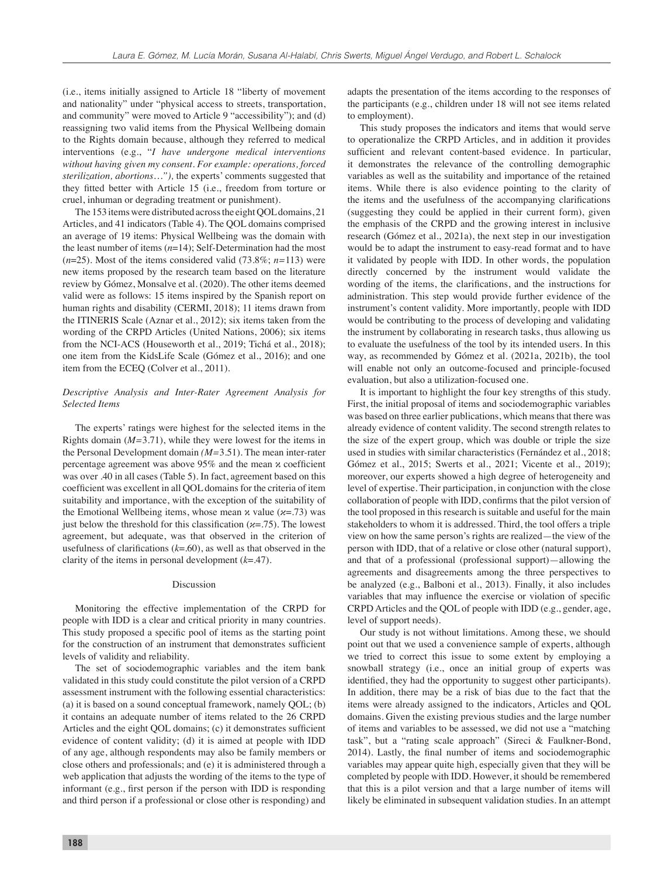(i.e., items initially assigned to Article 18 "liberty of movement and nationality" under "physical access to streets, transportation, and community" were moved to Article 9 "accessibility"); and (d) reassigning two valid items from the Physical Wellbeing domain to the Rights domain because, although they referred to medical interventions (e.g., "*I have undergone medical interventions without having given my consent. For example: operations, forced sterilization, abortions…"),* the experts' comments suggested that they fitted better with Article 15 (i.e., freedom from torture or cruel, inhuman or degrading treatment or punishment).

The 153 items were distributed across the eight QOL domains, 21 Articles, and 41 indicators (Table 4). The QOL domains comprised an average of 19 items: Physical Wellbeing was the domain with the least number of items ($n$=14); Self-Determination had the most ($n$=25). Most of the items considered valid (73.8%; $n$=113) were new items proposed by the research team based on the literature review by Gómez, Monsalve et al. (2020). The other items deemed valid were as follows: 15 items inspired by the Spanish report on human rights and disability (CERMI, 2018); 11 items drawn from the ITINERIS Scale (Aznar et al., 2012); six items taken from the wording of the CRPD Articles (United Nations, 2006); six items from the NCI-ACS (Houseworth et al., 2019; Tichá et al., 2018); one item from the KidsLife Scale (Gómez et al., 2016); and one item from the ECEQ (Colver et al., 2011).

### *Descriptive Analysis and Inter-Rater Agreement Analysis for Selected Items*

The experts' ratings were highest for the selected items in the Rights domain ($M$=3.71), while they were lowest for the items in the Personal Development domain ($M$=3.51). The mean inter-rater percentage agreement was above 95% and the mean $\varkappa$ coefficient was over .40 in all cases (Table 5). In fact, agreement based on this coefficient was excellent in all QOL domains for the criteria of item suitability and importance, with the exception of the suitability of the Emotional Wellbeing items, whose mean $\varkappa$ value ($\varkappa$=.73) was just below the threshold for this classification ($\varkappa$=.75). The lowest agreement, but adequate, was that observed in the criterion of usefulness of clarifications ($k$=.60), as well as that observed in the clarity of the items in personal development ($k$=.47).

## Discussion

Monitoring the effective implementation of the CRPD for people with IDD is a clear and critical priority in many countries. This study proposed a specific pool of items as the starting point for the construction of an instrument that demonstrates sufficient levels of validity and reliability.

The set of sociodemographic variables and the item bank validated in this study could constitute the pilot version of a CRPD assessment instrument with the following essential characteristics: (a) it is based on a sound conceptual framework, namely QOL; (b) it contains an adequate number of items related to the 26 CRPD Articles and the eight QOL domains; (c) it demonstrates sufficient evidence of content validity; (d) it is aimed at people with IDD of any age, although respondents may also be family members or close others and professionals; and (e) it is administered through a web application that adjusts the wording of the items to the type of informant (e.g., first person if the person with IDD is responding and third person if a professional or close other is responding) and adapts the presentation of the items according to the responses of the participants (e.g., children under 18 will not see items related to employment).

This study proposes the indicators and items that would serve to operationalize the CRPD Articles, and in addition it provides sufficient content-based evidence. In particular, it demonstrates the relevance of the controlling demographic variables as well as the suitability and importance of the retained items. While there is also evidence pointing to the clarity of the items and the usefulness of the accompanying clarifications (suggesting they could be applied in their current form), given the emphasis of the CRPD and the growing interest in inclusive research (Gómez et al., 2021a), the next step in our investigation would be to adapt the instrument to easy-read format and to have it validated by people with IDD. In other words, the population directly concerned by the instrument would validate the wording of the items, the clarifications, and the instructions for administration. This step would provide further evidence of the instrument's content validity. More importantly, people with IDD would be contributing to the process of developing and validating the instrument by collaborating in research tasks, thus allowing us to evaluate the usefulness of the tool by its intended users. In this way, as recommended by Gómez et al. (2021a, 2021b), the tool will enable not only an outcome-focused and principle-focused evaluation, but also a utilization-focused one.

It is important to highlight the four key strengths of this study. First, the initial proposal of items and sociodemographic variables was based on three earlier publications, which means that there was already evidence of content validity. The second strength relates to the size of the expert group, which was double or triple the size used in studies with similar characteristics (Fernández et al., 2018; Gómez et al., 2015; Swerts et al., 2021; Vicente et al., 2019); moreover, our experts showed a high degree of heterogeneity and level of expertise. Their participation, in conjunction with the close collaboration of people with IDD, confirms that the pilot version of the tool proposed in this research is suitable and useful for the main stakeholders to whom it is addressed. Third, the tool offers a triple view on how the same person's rights are realized—the view of the person with IDD, that of a relative or close other (natural support), and that of a professional (professional support)—allowing the agreements and disagreements among the three perspectives to be analyzed (e.g., Balboni et al., 2013). Finally, it also includes variables that may influence the exercise or violation of specific CRPD Articles and the QOL of people with IDD (e.g., gender, age, level of support needs).

Our study is not without limitations. Among these, we should point out that we used a convenience sample of experts, although we tried to correct this issue to some extent by employing a snowball strategy (i.e., once an initial group of experts was identified, they had the opportunity to suggest other participants). In addition, there may be a risk of bias due to the fact that the items were already assigned to the indicators, Articles and QOL domains. Given the existing previous studies and the large number of items and variables to be assessed, we did not use a "matching task", but a "rating scale approach" (Sireci & Faulkner-Bond, 2014). Lastly, the final number of items and sociodemographic variables may appear quite high, especially given that they will be completed by people with IDD. However, it should be remembered that this is a pilot version and that a large number of items will likely be eliminated in subsequent validation studies. In an attempt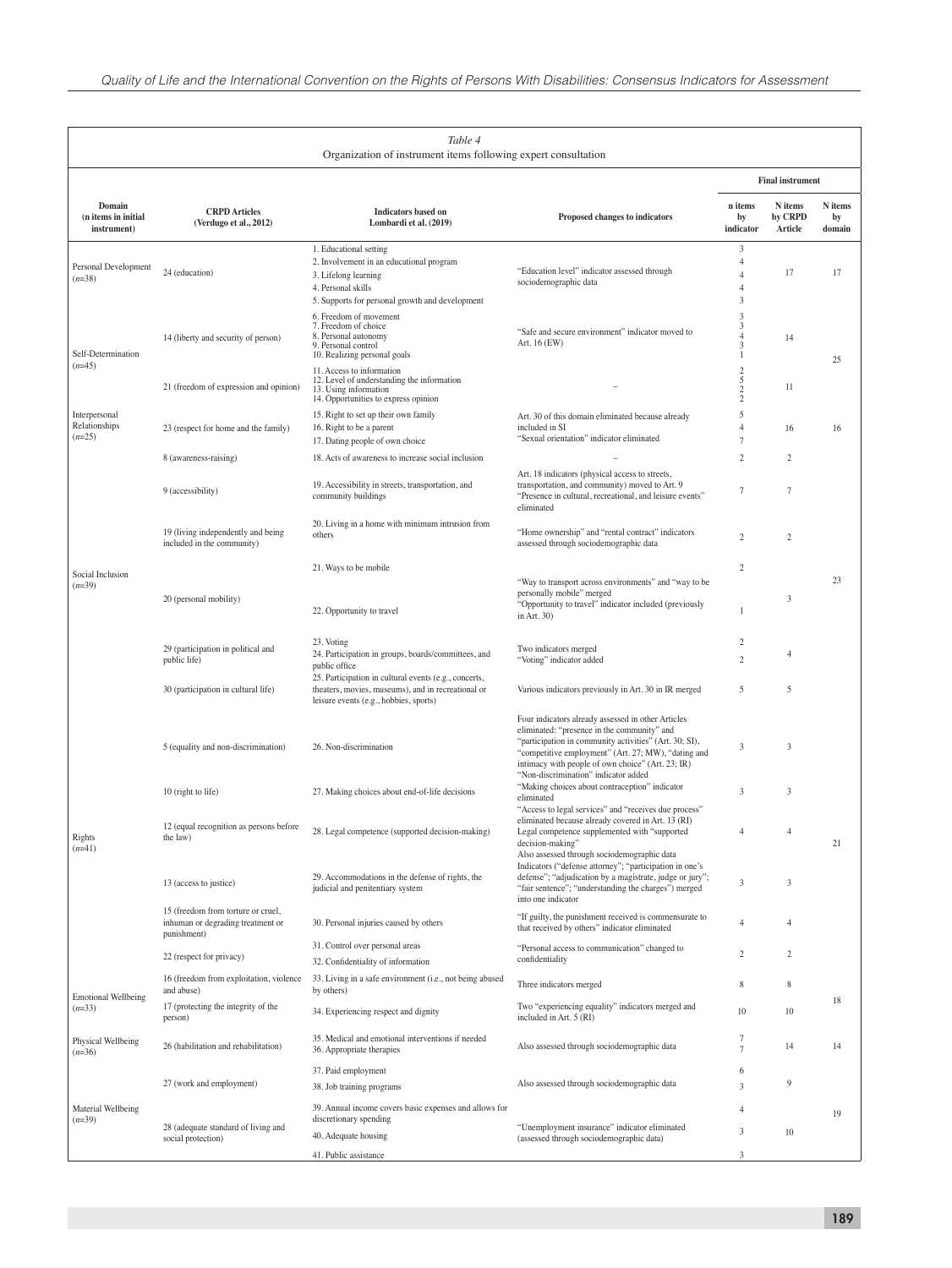*Table 4*
Organization of instrument items following expert consultation

| Domain (n items in initial instrument) | CRPD Articles (Verdugo et al., 2012) | Indicators based on Lombardi et al. (2019) | Proposed changes to indicators | Final instrument: n items by indicator | Final instrument: N items by CRPD Article | Final instrument: N items by domain |
|---|---|---|---|---|---|---|
| Personal Development (n=38) | 24 (education) | 1. Educational setting | "Education level" indicator assessed through sociodemographic data | 3 | 17 | 17 |
| | | 2. Involvement in an educational program | | 4 | | |
| | | 3. Lifelong learning | | 4 | | |
| | | 4. Personal skills | | 4 | | |
| | | 5. Supports for personal growth and development | | 3 | | |
| Self-Determination (n=45) | 14 (liberty and security of person) | 6. Freedom of movement | "Safe and secure environment" indicator moved to Art. 16 (EW) | 3 | 14 | 25 |
| | | 7. Freedom of choice | | 3 | | |
| | | 8. Personal autonomy | | 4 | | |
| | | 9. Personal control | | 3 | | |
| | | 10. Realizing personal goals | | 1 | | |
| | 21 (freedom of expression and opinion) | 11. Access to information | – | 2 | 11 | |
| | | 12. Level of understanding the information | | 5 | | |
| | | 13. Using information | | 2 | | |
| | | 14. Opportunities to express opinion | | 2 | | |
| Interpersonal Relationships (n=25) | 23 (respect for home and the family) | 15. Right to set up their own family | Art. 30 of this domain eliminated because already included in SI<br>"Sexual orientation" indicator eliminated | 5 | 16 | 16 |
| | | 16. Right to be a parent | | 4 | | |
| | | 17. Dating people of own choice | | 7 | | |
| Social Inclusion (n=39) | 8 (awareness-raising) | 18. Acts of awareness to increase social inclusion | – | 2 | 2 | 23 |
| | 9 (accessibility) | 19. Accessibility in streets, transportation, and community buildings | Art. 18 indicators (physical access to streets, transportation, and community) moved to Art. 9<br>"Presence in cultural, recreational, and leisure events" eliminated | 7 | 7 | |
| | 19 (living independently and being included in the community) | 20. Living in a home with minimum intrusion from others | "Home ownership" and "rental contract" indicators assessed through sociodemographic data | 2 | 2 | |
| | 20 (personal mobility) | 21. Ways to be mobile | "Way to transport across environments" and "way to be personally mobile" merged<br>"Opportunity to travel" indicator included (previously in Art. 30) | 2 | 3 | |
| | | 22. Opportunity to travel | | 1 | | |
| | 29 (participation in political and public life) | 23. Voting | Two indicators merged<br>"Voting" indicator added | 2 | 4 | |
| | | 24. Participation in groups, boards/committees, and public office | | 2 | | |
| | 30 (participation in cultural life) | 25. Participation in cultural events (e.g., concerts, theaters, movies, museums), and in recreational or leisure events (e.g., hobbies, sports) | Various indicators previously in Art. 30 in IR merged | 5 | 5 | |
| Rights (n=41) | 5 (equality and non-discrimination) | 26. Non-discrimination | Four indicators already assessed in other Articles eliminated: "presence in the community" and "participation in community activities" (Art. 30; SI), "competitive employment" (Art. 27; MW), "dating and intimacy with people of own choice" (Art. 23; IR)<br>"Non-discrimination" indicator added | 3 | 3 | 21 |
| | 10 (right to life) | 27. Making choices about end-of-life decisions | "Making choices about contraception" indicator eliminated | 3 | 3 | |
| | 12 (equal recognition as persons before the law) | 28. Legal competence (supported decision-making) | "Access to legal services" and "receives due process" eliminated because already covered in Art. 13 (RI)<br>Legal competence supplemented with "supported decision-making"<br>Also assessed through sociodemographic data | 4 | 4 | |
| | 13 (access to justice) | 29. Accommodations in the defense of rights, the judicial and penitentiary system | Indicators ("defense attorney"; "participation in one's defense"; "adjudication by a magistrate, judge or jury"; "fair sentence"; "understanding the charges") merged into one indicator | 3 | 3 | |
| | 15 (freedom from torture or cruel, inhuman or degrading treatment or punishment) | 30. Personal injuries caused by others | "If guilty, the punishment received is commensurate to that received by others" indicator eliminated | 4 | 4 | |
| | 22 (respect for privacy) | 31. Control over personal areas | "Personal access to communication" changed to confidentiality | 2 | 2 | |
| | | 32. Confidentiality of information | | | | |
| Emotional Wellbeing (n=33) | 16 (freedom from exploitation, violence and abuse) | 33. Living in a safe environment (i.e., not being abused by others) | Three indicators merged | 8 | 8 | 18 |
| | 17 (protecting the integrity of the person) | 34. Experiencing respect and dignity | Two "experiencing equality" indicators merged and included in Art. 5 (RI) | 10 | 10 | |
| Physical Wellbeing (n=36) | 26 (habilitation and rehabilitation) | 35. Medical and emotional interventions if needed | Also assessed through sociodemographic data | 7 | 14 | 14 |
| | | 36. Appropriate therapies | | 7 | | |
| Material Wellbeing (n=39) | 27 (work and employment) | 37. Paid employment | Also assessed through sociodemographic data | 6 | 9 | 19 |
| | | 38. Job training programs | | 3 | | |
| | 28 (adequate standard of living and social protection) | 39. Annual income covers basic expenses and allows for discretionary spending | "Unemployment insurance" indicator eliminated (assessed through sociodemographic data) | 4 | 10 | |
| | | 40. Adequate housing | | 3 | | |
| | | 41. Public assistance | | 3 | | |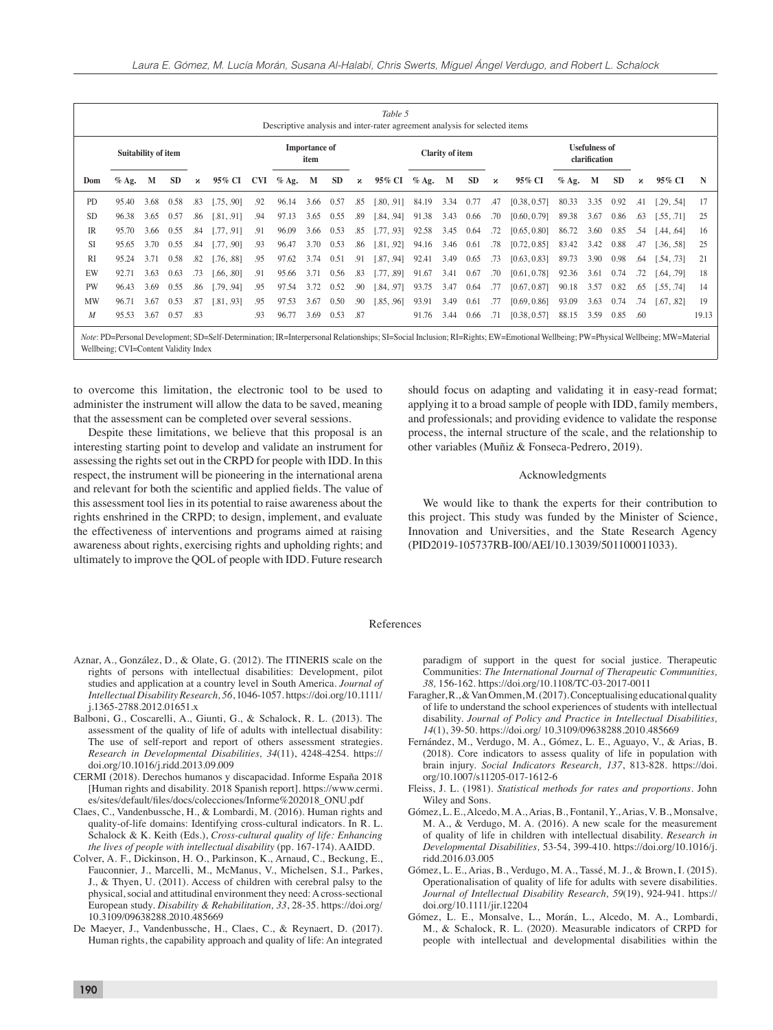*Table 5*
Descriptive analysis and inter-rater agreement analysis for selected items

| | Suitability of item | | | | | | Importance of item | | | | | Clarity of item | | | | | Usefulness of clarification | | | | | |
|---|---|---|---|---|---|---|---|---|---|---|---|---|---|---|---|---|---|---|---|---|---|---|
| Dom | % Ag. | M | SD | ϰ | 95% CI | CVI | % Ag. | M | SD | ϰ | 95% CI | % Ag. | M | SD | ϰ | 95% CI | % Ag. | M | SD | ϰ | 95% CI | N |
| PD | 95.40 | 3.68 | 0.58 | .83 | [.75, .90] | .92 | 96.14 | 3.66 | 0.57 | .85 | [.80, .91] | 84.19 | 3.34 | 0.77 | .47 | [0.38, 0.57] | 80.33 | 3.35 | 0.92 | .41 | [.29, .54] | 17 |
| SD | 96.38 | 3.65 | 0.57 | .86 | [.81, .91] | .94 | 97.13 | 3.65 | 0.55 | .89 | [.84, .94] | 91.38 | 3.43 | 0.66 | .70 | [0.60, 0.79] | 89.38 | 3.67 | 0.86 | .63 | [.55, .71] | 25 |
| IR | 95.70 | 3.66 | 0.55 | .84 | [.77, .91] | .91 | 96.09 | 3.66 | 0.53 | .85 | [.77, .93] | 92.58 | 3.45 | 0.64 | .72 | [0.65, 0.80] | 86.72 | 3.60 | 0.85 | .54 | [.44, .64] | 16 |
| SI | 95.65 | 3.70 | 0.55 | .84 | [.77, .90] | .93 | 96.47 | 3.70 | 0.53 | .86 | [.81, .92] | 94.16 | 3.46 | 0.61 | .78 | [0.72, 0.85] | 83.42 | 3.42 | 0.88 | .47 | [.36, .58] | 25 |
| RI | 95.24 | 3.71 | 0.58 | .82 | [.76, .88] | .95 | 97.62 | 3.74 | 0.51 | .91 | [.87, .94] | 92.41 | 3.49 | 0.65 | .73 | [0.63, 0.83] | 89.73 | 3.90 | 0.98 | .64 | [.54, .73] | 21 |
| EW | 92.71 | 3.63 | 0.63 | .73 | [.66, .80] | .91 | 95.66 | 3.71 | 0.56 | .83 | [.77, .89] | 91.67 | 3.41 | 0.67 | .70 | [0.61, 0.78] | 92.36 | 3.61 | 0.74 | .72 | [.64, .79] | 18 |
| PW | 96.43 | 3.69 | 0.55 | .86 | [.79, .94] | .95 | 97.54 | 3.72 | 0.52 | .90 | [.84, .97] | 93.75 | 3.47 | 0.64 | .77 | [0.67, 0.87] | 90.18 | 3.57 | 0.82 | .65 | [.55, .74] | 14 |
| MW | 96.71 | 3.67 | 0.53 | .87 | [.81, .93] | .95 | 97.53 | 3.67 | 0.50 | .90 | [.85, .96] | 93.91 | 3.49 | 0.61 | .77 | [0.69, 0.86] | 93.09 | 3.63 | 0.74 | .74 | [.67, .82] | 19 |
| *M* | 95.53 | 3.67 | 0.57 | .83 | | .93 | 96.77 | 3.69 | 0.53 | .87 | | 91.76 | 3.44 | 0.66 | .71 | [0.38, 0.57] | 88.15 | 3.59 | 0.85 | .60 | | 19.13 |

*Note*: PD=Personal Development; SD=Self-Determination; IR=Interpersonal Relationships; SI=Social Inclusion; RI=Rights; EW=Emotional Wellbeing; PW=Physical Wellbeing; MW=Material Wellbeing; CVI=Content Validity Index

to overcome this limitation, the electronic tool to be used to administer the instrument will allow the data to be saved, meaning that the assessment can be completed over several sessions.

Despite these limitations, we believe that this proposal is an interesting starting point to develop and validate an instrument for assessing the rights set out in the CRPD for people with IDD. In this respect, the instrument will be pioneering in the international arena and relevant for both the scientific and applied fields. The value of this assessment tool lies in its potential to raise awareness about the rights enshrined in the CRPD; to design, implement, and evaluate the effectiveness of interventions and programs aimed at raising awareness about rights, exercising rights and upholding rights; and ultimately to improve the QOL of people with IDD. Future research should focus on adapting and validating it in easy-read format; applying it to a broad sample of people with IDD, family members, and professionals; and providing evidence to validate the response process, the internal structure of the scale, and the relationship to other variables (Muñiz & Fonseca-Pedrero, 2019).

## Acknowledgments

We would like to thank the experts for their contribution to this project. This study was funded by the Minister of Science, Innovation and Universities, and the State Research Agency (PID2019-105737RB-I00/AEI/10.13039/501100011033).

## References

Aznar, A., González, D., & Olate, G. (2012). The ITINERIS scale on the rights of persons with intellectual disabilities: Development, pilot studies and application at a country level in South America. *Journal of Intellectual Disability Research, 56*, 1046-1057. https://doi.org/10.1111/j.1365-2788.2012.01651.x

Balboni, G., Coscarelli, A., Giunti, G., & Schalock, R. L. (2013). The assessment of the quality of life of adults with intellectual disability: The use of self-report and report of others assessment strategies. *Research in Developmental Disabilities, 34*(11), 4248-4254. https://doi.org/10.1016/j.ridd.2013.09.009

CERMI (2018). Derechos humanos y discapacidad. Informe España 2018 [Human rights and disability. 2018 Spanish report]. https://www.cermi.es/sites/default/files/docs/colecciones/Informe%202018_ONU.pdf

Claes, C., Vandenbussche, H., & Lombardi, M. (2016). Human rights and quality-of-life domains: Identifying cross-cultural indicators. In R. L. Schalock & K. Keith (Eds.), *Cross-cultural quality of life: Enhancing the lives of people with intellectual disability* (pp. 167-174). AAIDD.

Colver, A. F., Dickinson, H. O., Parkinson, K., Arnaud, C., Beckung, E., Fauconnier, J., Marcelli, M., McManus, V., Michelsen, S.I., Parkes, J., & Thyen, U. (2011). Access of children with cerebral palsy to the physical, social and attitudinal environment they need: A cross-sectional European study. *Disability & Rehabilitation, 33*, 28-35. https://doi.org/10.3109/09638288.2010.485669

De Maeyer, J., Vandenbussche, H., Claes, C., & Reynaert, D. (2017). Human rights, the capability approach and quality of life: An integrated paradigm of support in the quest for social justice. Therapeutic Communities: *The International Journal of Therapeutic Communities, 38,* 156-162. https://doi.org/10.1108/TC-03-2017-0011

Faragher, R., & Van Ommen, M. (2017). Conceptualising educational quality of life to understand the school experiences of students with intellectual disability. *Journal of Policy and Practice in Intellectual Disabilities, 14*(1), 39-50. https://doi.org/ 10.3109/09638288.2010.485669

Fernández, M., Verdugo, M. A., Gómez, L. E., Aguayo, V., & Arias, B. (2018). Core indicators to assess quality of life in population with brain injury. *Social Indicators Research, 137*, 813-828. https://doi.org/10.1007/s11205-017-1612-6

Fleiss, J. L. (1981). *Statistical methods for rates and proportions*. John Wiley and Sons.

Gómez, L. E., Alcedo, M. A., Arias, B., Fontanil, Y., Arias, V. B., Monsalve, M. A., & Verdugo, M. A. (2016). A new scale for the measurement of quality of life in children with intellectual disability. *Research in Developmental Disabilities,* 53-54, 399-410. https://doi.org/10.1016/j.ridd.2016.03.005

Gómez, L. E., Arias, B., Verdugo, M. A., Tassé, M. J., & Brown, I. (2015). Operationalisation of quality of life for adults with severe disabilities. *Journal of Intellectual Disability Research, 59*(19), 924-941. https://doi.org/10.1111/jir.12204

Gómez, L. E., Monsalve, L., Morán, L., Alcedo, M. A., Lombardi, M., & Schalock, R. L. (2020). Measurable indicators of CRPD for people with intellectual and developmental disabilities within the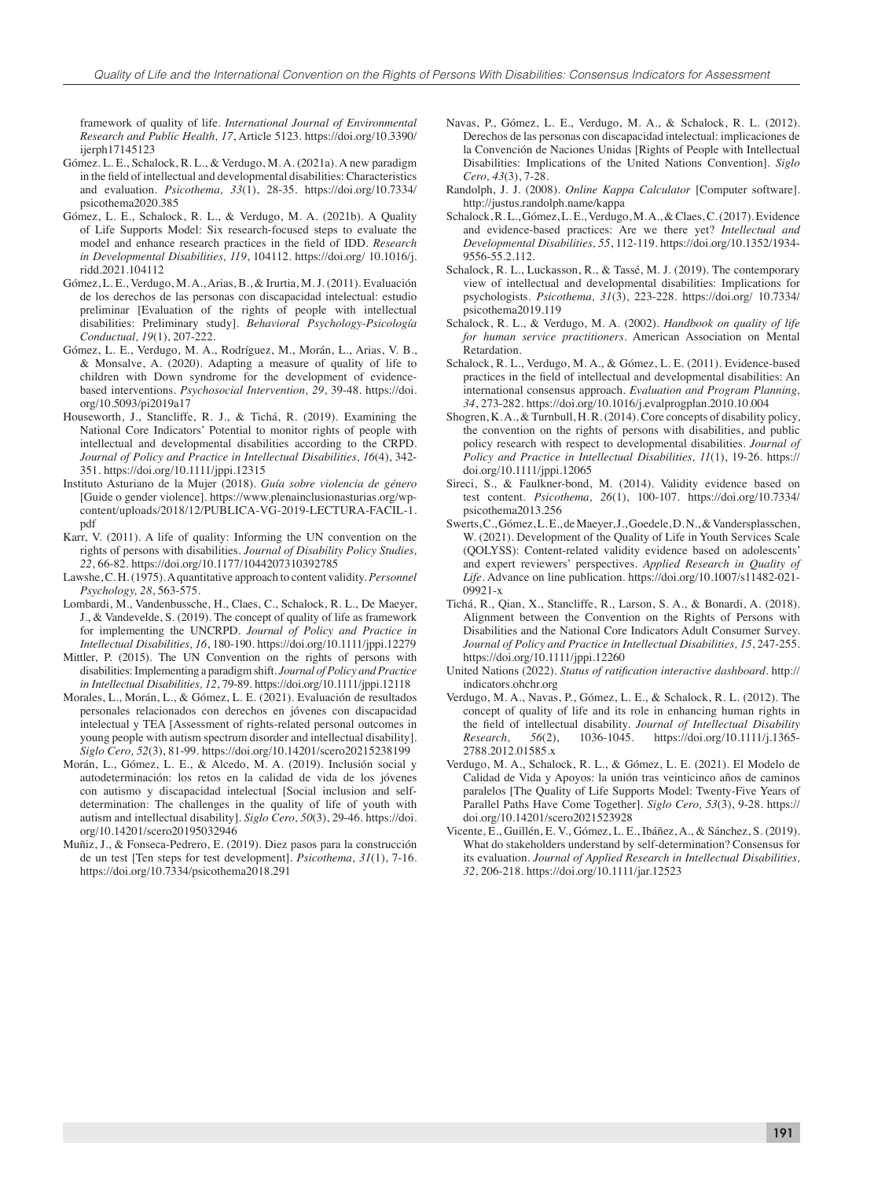framework of quality of life. *International Journal of Environmental Research and Public Health, 17*, Article 5123. https://doi.org/10.3390/ijerph17145123

Gómez. L. E., Schalock, R. L., & Verdugo, M. A. (2021a). A new paradigm in the field of intellectual and developmental disabilities: Characteristics and evaluation. *Psicothema, 33*(1), 28-35. https://doi.org/10.7334/psicothema2020.385

Gómez, L. E., Schalock, R. L., & Verdugo, M. A. (2021b). A Quality of Life Supports Model: Six research-focused steps to evaluate the model and enhance research practices in the field of IDD. *Research in Developmental Disabilities, 119*, 104112. https://doi.org/ 10.1016/j.ridd.2021.104112

Gómez, L. E., Verdugo, M. A., Arias, B., & Irurtia, M. J. (2011). Evaluación de los derechos de las personas con discapacidad intelectual: estudio preliminar [Evaluation of the rights of people with intellectual disabilities: Preliminary study]. *Behavioral Psychology-Psicología Conductual, 19*(1), 207-222.

Gómez, L. E., Verdugo, M. A., Rodríguez, M., Morán, L., Arias, V. B., & Monsalve, A. (2020). Adapting a measure of quality of life to children with Down syndrome for the development of evidence-based interventions. *Psychosocial Intervention, 29*, 39-48. https://doi.org/10.5093/pi2019a17

Houseworth, J., Stancliffe, R. J., & Tichá, R. (2019). Examining the National Core Indicators' Potential to monitor rights of people with intellectual and developmental disabilities according to the CRPD. *Journal of Policy and Practice in Intellectual Disabilities, 16*(4), 342-351. https://doi.org/10.1111/jppi.12315

Instituto Asturiano de la Mujer (2018). *Guía sobre violencia de género* [Guide o gender violence]. https://www.plenainclusionasturias.org/wp-content/uploads/2018/12/PUBLICA-VG-2019-LECTURA-FACIL-1.pdf

Karr, V. (2011). A life of quality: Informing the UN convention on the rights of persons with disabilities. *Journal of Disability Policy Studies, 22*, 66-82. https://doi.org/10.1177/1044207310392785

Lawshe, C. H. (1975). A quantitative approach to content validity. *Personnel Psychology, 28*, 563-575.

Lombardi, M., Vandenbussche, H., Claes, C., Schalock, R. L., De Maeyer, J., & Vandevelde, S. (2019). The concept of quality of life as framework for implementing the UNCRPD. *Journal of Policy and Practice in Intellectual Disabilities, 16*, 180-190. https://doi.org/10.1111/jppi.12279

Mittler, P. (2015). The UN Convention on the rights of persons with disabilities: Implementing a paradigm shift. *Journal of Policy and Practice in Intellectual Disabilities, 12*, 79-89. https://doi.org/10.1111/jppi.12118

Morales, L., Morán, L., & Gómez, L. E. (2021). Evaluación de resultados personales relacionados con derechos en jóvenes con discapacidad intelectual y TEA [Assessment of rights-related personal outcomes in young people with autism spectrum disorder and intellectual disability]. *Siglo Cero, 52*(3), 81-99. https://doi.org/10.14201/scero20215238199

Morán, L., Gómez, L. E., & Alcedo, M. A. (2019). Inclusión social y autodeterminación: los retos en la calidad de vida de los jóvenes con autismo y discapacidad intelectual [Social inclusion and self-determination: The challenges in the quality of life of youth with autism and intellectual disability]. *Siglo Cero, 50*(3), 29-46. https://doi.org/10.14201/scero20195032946

Muñiz, J., & Fonseca-Pedrero, E. (2019). Diez pasos para la construcción de un test [Ten steps for test development]. *Psicothema, 31*(1), 7-16. https://doi.org/10.7334/psicothema2018.291

Navas, P., Gómez, L. E., Verdugo, M. A., & Schalock, R. L. (2012). Derechos de las personas con discapacidad intelectual: implicaciones de la Convención de Naciones Unidas [Rights of People with Intellectual Disabilities: Implications of the United Nations Convention]. *Siglo Cero, 43*(3), 7-28.

Randolph, J. J. (2008). *Online Kappa Calculator* [Computer software]. http://justus.randolph.name/kappa

Schalock, R. L., Gómez, L. E., Verdugo, M. A., & Claes, C. (2017). Evidence and evidence-based practices: Are we there yet? *Intellectual and Developmental Disabilities, 55*, 112-119. https://doi.org/10.1352/1934-9556-55.2.112.

Schalock, R. L., Luckasson, R., & Tassé, M. J. (2019). The contemporary view of intellectual and developmental disabilities: Implications for psychologists. *Psicothema, 31*(3), 223-228. https://doi.org/ 10.7334/psicothema2019.119

Schalock, R. L., & Verdugo, M. A. (2002). *Handbook on quality of life for human service practitioners*. American Association on Mental Retardation.

Schalock, R. L., Verdugo, M. A., & Gómez, L. E. (2011). Evidence-based practices in the field of intellectual and developmental disabilities: An international consensus approach. *Evaluation and Program Planning, 34*, 273-282. https://doi.org/10.1016/j.evalprogplan.2010.10.004

Shogren, K. A., & Turnbull, H. R. (2014). Core concepts of disability policy, the convention on the rights of persons with disabilities, and public policy research with respect to developmental disabilities. *Journal of Policy and Practice in Intellectual Disabilities, 11*(1), 19-26. https://doi.org/10.1111/jppi.12065

Sireci, S., & Faulkner-bond, M. (2014). Validity evidence based on test content. *Psicothema, 26*(1), 100-107. https://doi.org/10.7334/psicothema2013.256

Swerts, C., Gómez, L. E., de Maeyer, J., Goedele, D. N., & Vandersplasschen, W. (2021). Development of the Quality of Life in Youth Services Scale (QOLYSS): Content-related validity evidence based on adolescents' and expert reviewers' perspectives. *Applied Research in Quality of Life*. Advance on line publication. https://doi.org/10.1007/s11482-021-09921-x

Tichá, R., Qian, X., Stancliffe, R., Larson, S. A., & Bonardi, A. (2018). Alignment between the Convention on the Rights of Persons with Disabilities and the National Core Indicators Adult Consumer Survey. *Journal of Policy and Practice in Intellectual Disabilities, 15*, 247-255. https://doi.org/10.1111/jppi.12260

United Nations (2022). *Status of ratification interactive dashboard*. http://indicators.ohchr.org

Verdugo, M. A., Navas, P., Gómez, L. E., & Schalock, R. L. (2012). The concept of quality of life and its role in enhancing human rights in the field of intellectual disability. *Journal of Intellectual Disability Research, 56*(2), 1036-1045. https://doi.org/10.1111/j.1365-2788.2012.01585.x

Verdugo, M. A., Schalock, R. L., & Gómez, L. E. (2021). El Modelo de Calidad de Vida y Apoyos: la unión tras veinticinco años de caminos paralelos [The Quality of Life Supports Model: Twenty-Five Years of Parallel Paths Have Come Together]. *Siglo Cero, 53*(3), 9-28. https://doi.org/10.14201/scero2021523928

Vicente, E., Guillén, E. V., Gómez, L. E., Ibáñez, A., & Sánchez, S. (2019). What do stakeholders understand by self-determination? Consensus for its evaluation. *Journal of Applied Research in Intellectual Disabilities, 32*, 206-218. https://doi.org/10.1111/jar.12523